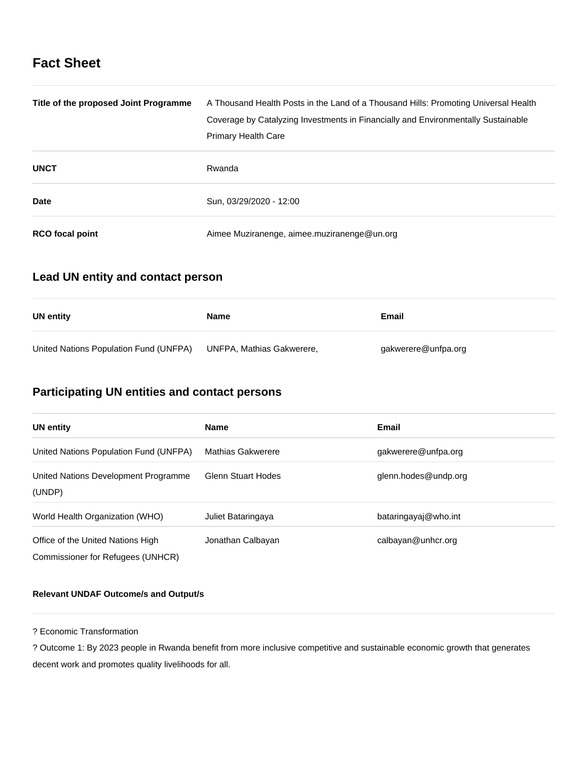# Fact Sheet

| | |
|---|---|
| **Title of the proposed Joint Programme** | A Thousand Health Posts in the Land of a Thousand Hills: Promoting Universal Health Coverage by Catalyzing Investments in Financially and Environmentally Sustainable Primary Health Care |
| **UNCT** | Rwanda |
| **Date** | Sun, 03/29/2020 - 12:00 |
| **RCO focal point** | Aimee Muziranenge, aimee.muziranenge@un.org |

## Lead UN entity and contact person

| UN entity | Name | Email |
|---|---|---|
| United Nations Population Fund (UNFPA) | UNFPA, Mathias Gakwerere, | gakwerere@unfpa.org |

## Participating UN entities and contact persons

| UN entity | Name | Email |
|---|---|---|
| United Nations Population Fund (UNFPA) | Mathias Gakwerere | gakwerere@unfpa.org |
| United Nations Development Programme (UNDP) | Glenn Stuart Hodes | glenn.hodes@undp.org |
| World Health Organization (WHO) | Juliet Bataringaya | bataringayaj@who.int |
| Office of the United Nations High Commissioner for Refugees (UNHCR) | Jonathan Calbayan | calbayan@unhcr.org |

**Relevant UNDAF Outcome/s and Output/s**

? Economic Transformation

? Outcome 1: By 2023 people in Rwanda benefit from more inclusive competitive and sustainable economic growth that generates decent work and promotes quality livelihoods for all.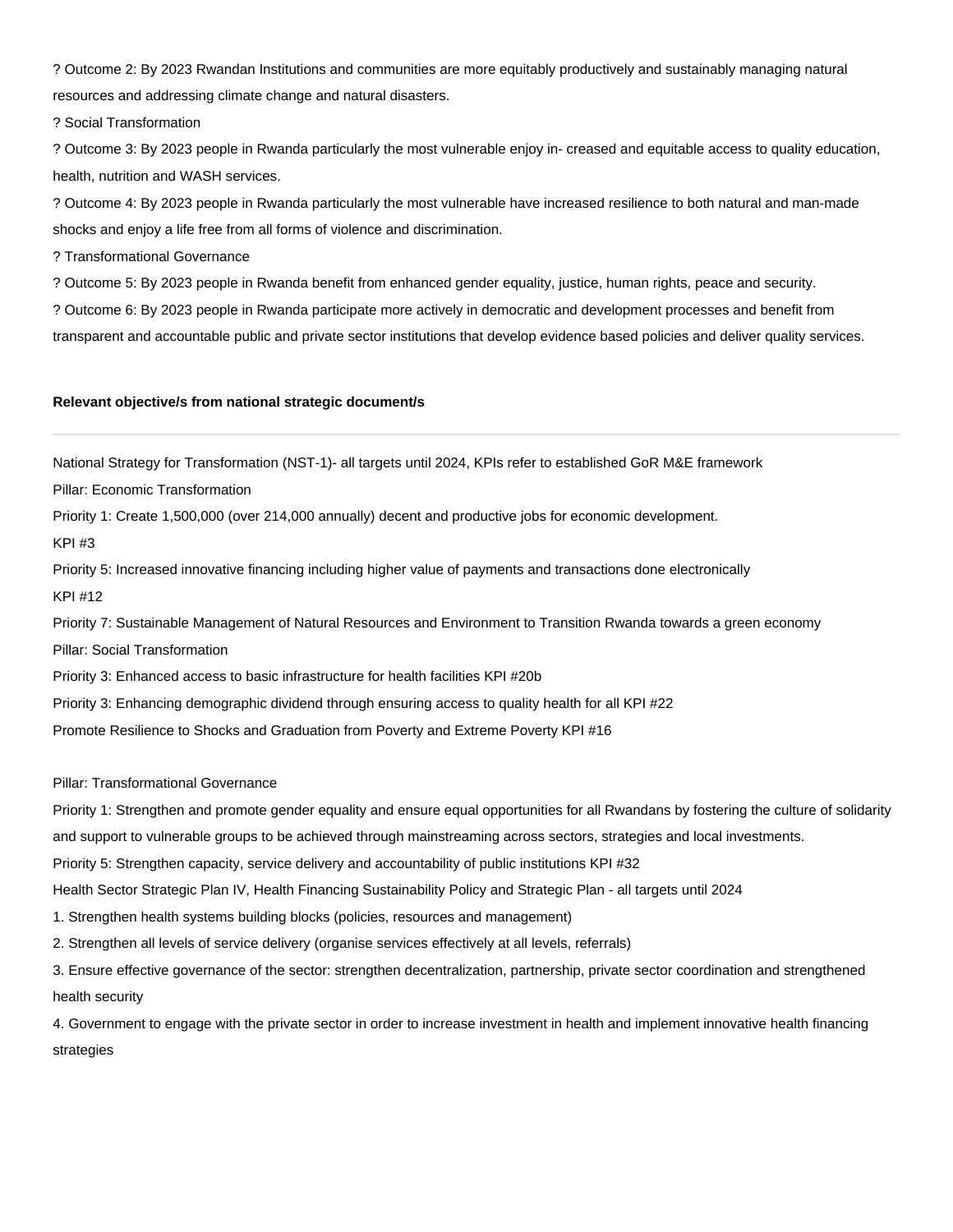? Outcome 2: By 2023 Rwandan Institutions and communities are more equitably productively and sustainably managing natural resources and addressing climate change and natural disasters.

? Social Transformation

? Outcome 3: By 2023 people in Rwanda particularly the most vulnerable enjoy in- creased and equitable access to quality education, health, nutrition and WASH services.

? Outcome 4: By 2023 people in Rwanda particularly the most vulnerable have increased resilience to both natural and man-made shocks and enjoy a life free from all forms of violence and discrimination.

? Transformational Governance

? Outcome 5: By 2023 people in Rwanda benefit from enhanced gender equality, justice, human rights, peace and security.

? Outcome 6: By 2023 people in Rwanda participate more actively in democratic and development processes and benefit from transparent and accountable public and private sector institutions that develop evidence based policies and deliver quality services.

**Relevant objective/s from national strategic document/s**

---

National Strategy for Transformation (NST-1)- all targets until 2024, KPIs refer to established GoR M&E framework

Pillar: Economic Transformation

Priority 1: Create 1,500,000 (over 214,000 annually) decent and productive jobs for economic development.

KPI #3

Priority 5: Increased innovative financing including higher value of payments and transactions done electronically

KPI #12

Priority 7: Sustainable Management of Natural Resources and Environment to Transition Rwanda towards a green economy

Pillar: Social Transformation

Priority 3: Enhanced access to basic infrastructure for health facilities KPI #20b

Priority 3: Enhancing demographic dividend through ensuring access to quality health for all KPI #22

Promote Resilience to Shocks and Graduation from Poverty and Extreme Poverty KPI #16

Pillar: Transformational Governance

Priority 1: Strengthen and promote gender equality and ensure equal opportunities for all Rwandans by fostering the culture of solidarity and support to vulnerable groups to be achieved through mainstreaming across sectors, strategies and local investments.

Priority 5: Strengthen capacity, service delivery and accountability of public institutions KPI #32

Health Sector Strategic Plan IV, Health Financing Sustainability Policy and Strategic Plan - all targets until 2024

1. Strengthen health systems building blocks (policies, resources and management)
2. Strengthen all levels of service delivery (organise services effectively at all levels, referrals)
3. Ensure effective governance of the sector: strengthen decentralization, partnership, private sector coordination and strengthened health security
4. Government to engage with the private sector in order to increase investment in health and implement innovative health financing strategies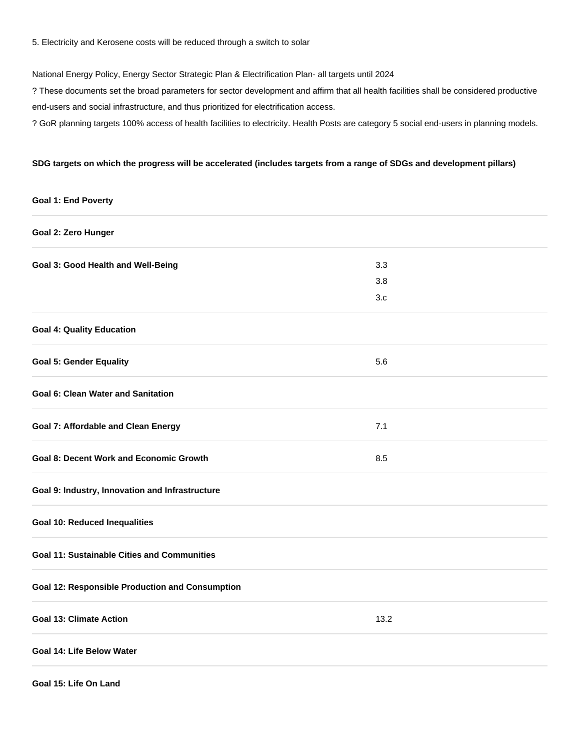5. Electricity and Kerosene costs will be reduced through a switch to solar

National Energy Policy, Energy Sector Strategic Plan & Electrification Plan- all targets until 2024

? These documents set the broad parameters for sector development and affirm that all health facilities shall be considered productive end-users and social infrastructure, and thus prioritized for electrification access.

? GoR planning targets 100% access of health facilities to electricity. Health Posts are category 5 social end-users in planning models.

**SDG targets on which the progress will be accelerated (includes targets from a range of SDGs and development pillars)**

| | |
|---|---|
| **Goal 1: End Poverty** | |
| **Goal 2: Zero Hunger** | |
| **Goal 3: Good Health and Well-Being** | 3.3<br>3.8<br>3.c |
| **Goal 4: Quality Education** | |
| **Goal 5: Gender Equality** | 5.6 |
| **Goal 6: Clean Water and Sanitation** | |
| **Goal 7: Affordable and Clean Energy** | 7.1 |
| **Goal 8: Decent Work and Economic Growth** | 8.5 |
| **Goal 9: Industry, Innovation and Infrastructure** | |
| **Goal 10: Reduced Inequalities** | |
| **Goal 11: Sustainable Cities and Communities** | |
| **Goal 12: Responsible Production and Consumption** | |
| **Goal 13: Climate Action** | 13.2 |
| **Goal 14: Life Below Water** | |
| **Goal 15: Life On Land** | |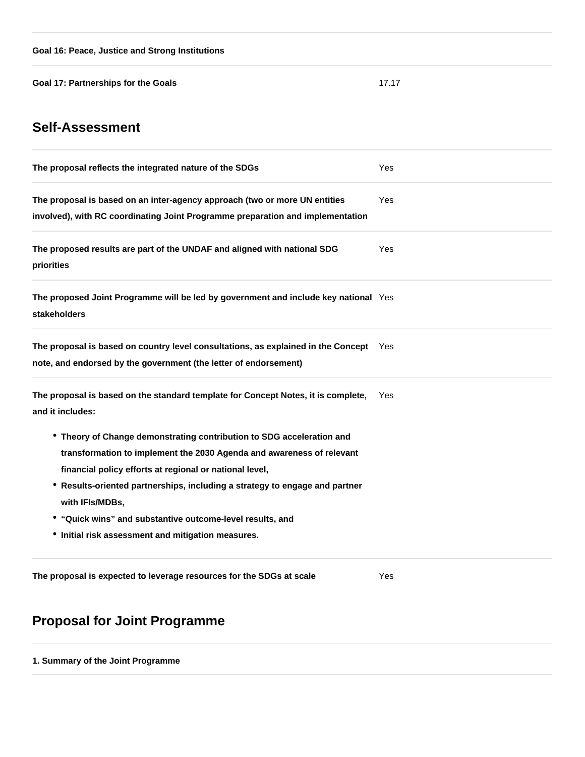| | |
|---|---|
| **Goal 16: Peace, Justice and Strong Institutions** | |
| **Goal 17: Partnerships for the Goals** | 17.17 |

## Self-Assessment

| | |
|---|---|
| **The proposal reflects the integrated nature of the SDGs** | Yes |
| **The proposal is based on an inter-agency approach (two or more UN entities involved), with RC coordinating Joint Programme preparation and implementation** | Yes |
| **The proposed results are part of the UNDAF and aligned with national SDG priorities** | Yes |
| **The proposed Joint Programme will be led by government and include key national stakeholders** | Yes |
| **The proposal is based on country level consultations, as explained in the Concept note, and endorsed by the government (the letter of endorsement)** | Yes |
| **The proposal is based on the standard template for Concept Notes, it is complete, and it includes:** <br>• **Theory of Change demonstrating contribution to SDG acceleration and transformation to implement the 2030 Agenda and awareness of relevant financial policy efforts at regional or national level,** <br>• **Results-oriented partnerships, including a strategy to engage and partner with IFIs/MDBs,** <br>• **“Quick wins” and substantive outcome-level results, and** <br>• **Initial risk assessment and mitigation measures.** | Yes |
| **The proposal is expected to leverage resources for the SDGs at scale** | Yes |

## Proposal for Joint Programme

**1. Summary of the Joint Programme**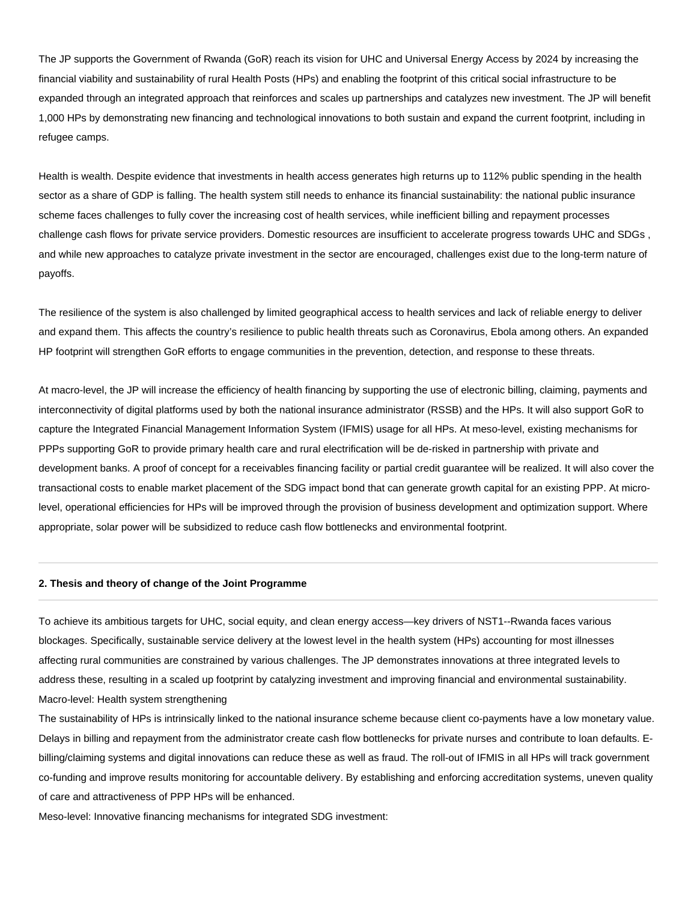The JP supports the Government of Rwanda (GoR) reach its vision for UHC and Universal Energy Access by 2024 by increasing the financial viability and sustainability of rural Health Posts (HPs) and enabling the footprint of this critical social infrastructure to be expanded through an integrated approach that reinforces and scales up partnerships and catalyzes new investment. The JP will benefit 1,000 HPs by demonstrating new financing and technological innovations to both sustain and expand the current footprint, including in refugee camps.

Health is wealth. Despite evidence that investments in health access generates high returns up to 112% public spending in the health sector as a share of GDP is falling. The health system still needs to enhance its financial sustainability: the national public insurance scheme faces challenges to fully cover the increasing cost of health services, while inefficient billing and repayment processes challenge cash flows for private service providers. Domestic resources are insufficient to accelerate progress towards UHC and SDGs , and while new approaches to catalyze private investment in the sector are encouraged, challenges exist due to the long-term nature of payoffs.

The resilience of the system is also challenged by limited geographical access to health services and lack of reliable energy to deliver and expand them. This affects the country's resilience to public health threats such as Coronavirus, Ebola among others. An expanded HP footprint will strengthen GoR efforts to engage communities in the prevention, detection, and response to these threats.

At macro-level, the JP will increase the efficiency of health financing by supporting the use of electronic billing, claiming, payments and interconnectivity of digital platforms used by both the national insurance administrator (RSSB) and the HPs. It will also support GoR to capture the Integrated Financial Management Information System (IFMIS) usage for all HPs. At meso-level, existing mechanisms for PPPs supporting GoR to provide primary health care and rural electrification will be de-risked in partnership with private and development banks. A proof of concept for a receivables financing facility or partial credit guarantee will be realized. It will also cover the transactional costs to enable market placement of the SDG impact bond that can generate growth capital for an existing PPP. At micro-level, operational efficiencies for HPs will be improved through the provision of business development and optimization support. Where appropriate, solar power will be subsidized to reduce cash flow bottlenecks and environmental footprint.

---

#### 2. Thesis and theory of change of the Joint Programme

---

To achieve its ambitious targets for UHC, social equity, and clean energy access—key drivers of NST1--Rwanda faces various blockages. Specifically, sustainable service delivery at the lowest level in the health system (HPs) accounting for most illnesses affecting rural communities are constrained by various challenges. The JP demonstrates innovations at three integrated levels to address these, resulting in a scaled up footprint by catalyzing investment and improving financial and environmental sustainability.

Macro-level: Health system strengthening

The sustainability of HPs is intrinsically linked to the national insurance scheme because client co-payments have a low monetary value. Delays in billing and repayment from the administrator create cash flow bottlenecks for private nurses and contribute to loan defaults. E-billing/claiming systems and digital innovations can reduce these as well as fraud. The roll-out of IFMIS in all HPs will track government co-funding and improve results monitoring for accountable delivery. By establishing and enforcing accreditation systems, uneven quality of care and attractiveness of PPP HPs will be enhanced.

Meso-level: Innovative financing mechanisms for integrated SDG investment: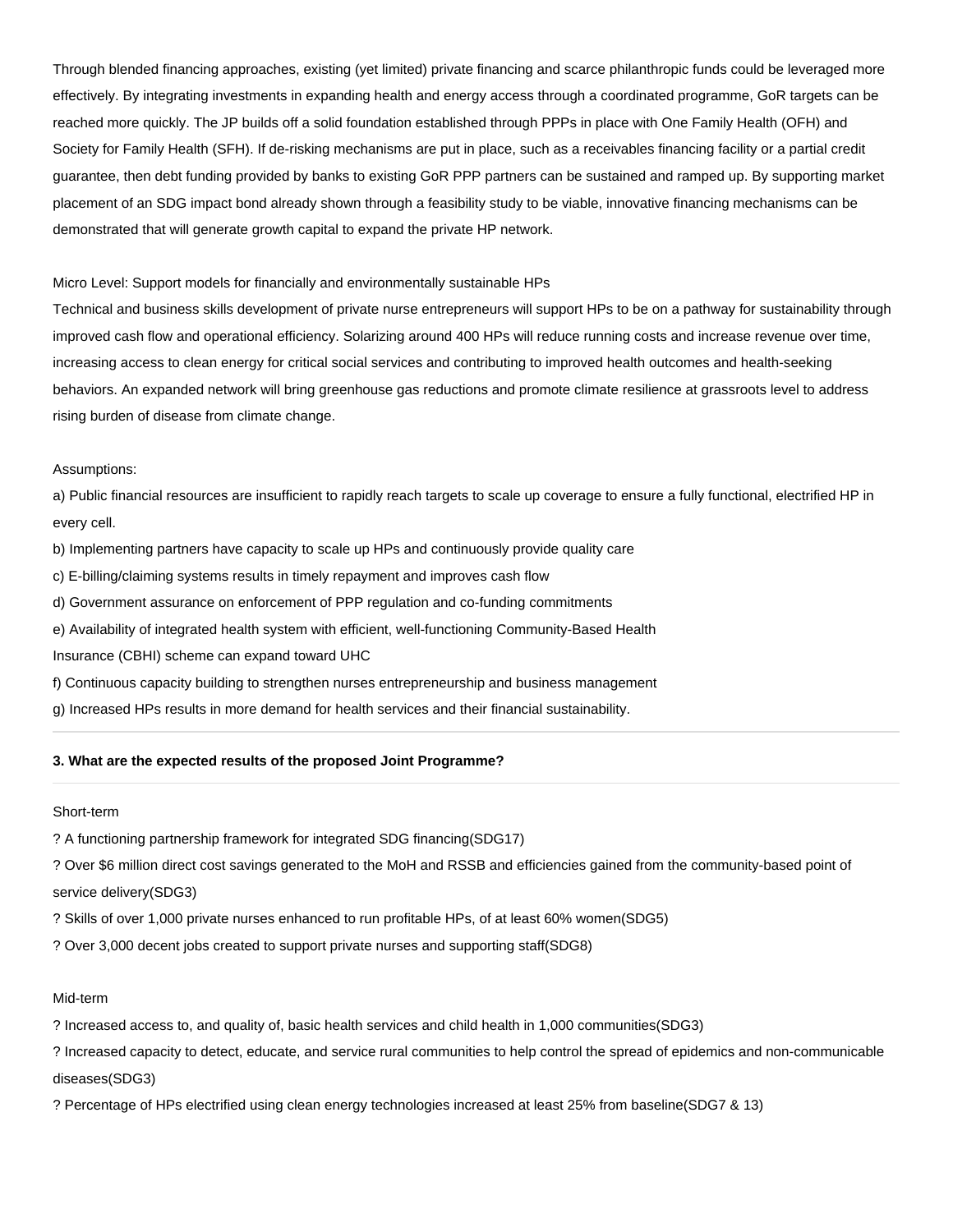Through blended financing approaches, existing (yet limited) private financing and scarce philanthropic funds could be leveraged more effectively. By integrating investments in expanding health and energy access through a coordinated programme, GoR targets can be reached more quickly. The JP builds off a solid foundation established through PPPs in place with One Family Health (OFH) and Society for Family Health (SFH). If de-risking mechanisms are put in place, such as a receivables financing facility or a partial credit guarantee, then debt funding provided by banks to existing GoR PPP partners can be sustained and ramped up. By supporting market placement of an SDG impact bond already shown through a feasibility study to be viable, innovative financing mechanisms can be demonstrated that will generate growth capital to expand the private HP network.

Micro Level: Support models for financially and environmentally sustainable HPs
Technical and business skills development of private nurse entrepreneurs will support HPs to be on a pathway for sustainability through improved cash flow and operational efficiency. Solarizing around 400 HPs will reduce running costs and increase revenue over time, increasing access to clean energy for critical social services and contributing to improved health outcomes and health-seeking behaviors. An expanded network will bring greenhouse gas reductions and promote climate resilience at grassroots level to address rising burden of disease from climate change.

Assumptions:
a) Public financial resources are insufficient to rapidly reach targets to scale up coverage to ensure a fully functional, electrified HP in every cell.
b) Implementing partners have capacity to scale up HPs and continuously provide quality care
c) E-billing/claiming systems results in timely repayment and improves cash flow
d) Government assurance on enforcement of PPP regulation and co-funding commitments
e) Availability of integrated health system with efficient, well-functioning Community-Based Health Insurance (CBHI) scheme can expand toward UHC
f) Continuous capacity building to strengthen nurses entrepreneurship and business management
g) Increased HPs results in more demand for health services and their financial sustainability.

---

**3. What are the expected results of the proposed Joint Programme?**

---

Short-term
? A functioning partnership framework for integrated SDG financing(SDG17)
? Over $6 million direct cost savings generated to the MoH and RSSB and efficiencies gained from the community-based point of service delivery(SDG3)
? Skills of over 1,000 private nurses enhanced to run profitable HPs, of at least 60% women(SDG5)
? Over 3,000 decent jobs created to support private nurses and supporting staff(SDG8)

Mid-term
? Increased access to, and quality of, basic health services and child health in 1,000 communities(SDG3)
? Increased capacity to detect, educate, and service rural communities to help control the spread of epidemics and non-communicable diseases(SDG3)
? Percentage of HPs electrified using clean energy technologies increased at least 25% from baseline(SDG7 & 13)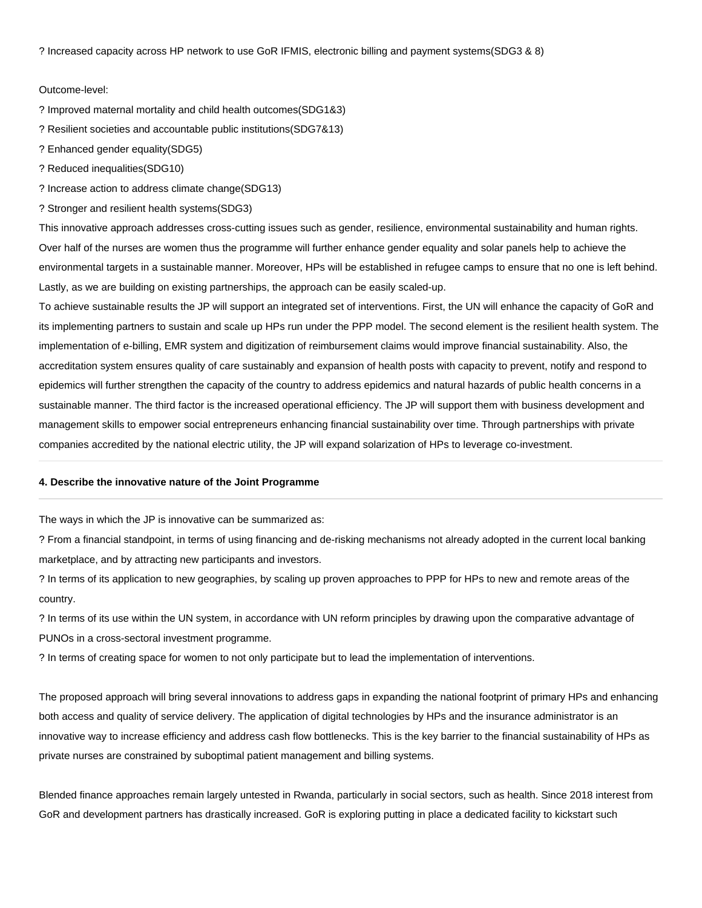? Increased capacity across HP network to use GoR IFMIS, electronic billing and payment systems(SDG3 & 8)

Outcome-level:

? Improved maternal mortality and child health outcomes(SDG1&3)

? Resilient societies and accountable public institutions(SDG7&13)

? Enhanced gender equality(SDG5)

? Reduced inequalities(SDG10)

? Increase action to address climate change(SDG13)

? Stronger and resilient health systems(SDG3)

This innovative approach addresses cross-cutting issues such as gender, resilience, environmental sustainability and human rights. Over half of the nurses are women thus the programme will further enhance gender equality and solar panels help to achieve the environmental targets in a sustainable manner. Moreover, HPs will be established in refugee camps to ensure that no one is left behind. Lastly, as we are building on existing partnerships, the approach can be easily scaled-up.

To achieve sustainable results the JP will support an integrated set of interventions. First, the UN will enhance the capacity of GoR and its implementing partners to sustain and scale up HPs run under the PPP model. The second element is the resilient health system. The implementation of e-billing, EMR system and digitization of reimbursement claims would improve financial sustainability. Also, the accreditation system ensures quality of care sustainably and expansion of health posts with capacity to prevent, notify and respond to epidemics will further strengthen the capacity of the country to address epidemics and natural hazards of public health concerns in a sustainable manner. The third factor is the increased operational efficiency. The JP will support them with business development and management skills to empower social entrepreneurs enhancing financial sustainability over time. Through partnerships with private companies accredited by the national electric utility, the JP will expand solarization of HPs to leverage co-investment.

**4. Describe the innovative nature of the Joint Programme**

The ways in which the JP is innovative can be summarized as:

? From a financial standpoint, in terms of using financing and de-risking mechanisms not already adopted in the current local banking marketplace, and by attracting new participants and investors.

? In terms of its application to new geographies, by scaling up proven approaches to PPP for HPs to new and remote areas of the country.

? In terms of its use within the UN system, in accordance with UN reform principles by drawing upon the comparative advantage of PUNOs in a cross-sectoral investment programme.

? In terms of creating space for women to not only participate but to lead the implementation of interventions.

The proposed approach will bring several innovations to address gaps in expanding the national footprint of primary HPs and enhancing both access and quality of service delivery. The application of digital technologies by HPs and the insurance administrator is an innovative way to increase efficiency and address cash flow bottlenecks. This is the key barrier to the financial sustainability of HPs as private nurses are constrained by suboptimal patient management and billing systems.

Blended finance approaches remain largely untested in Rwanda, particularly in social sectors, such as health. Since 2018 interest from GoR and development partners has drastically increased. GoR is exploring putting in place a dedicated facility to kickstart such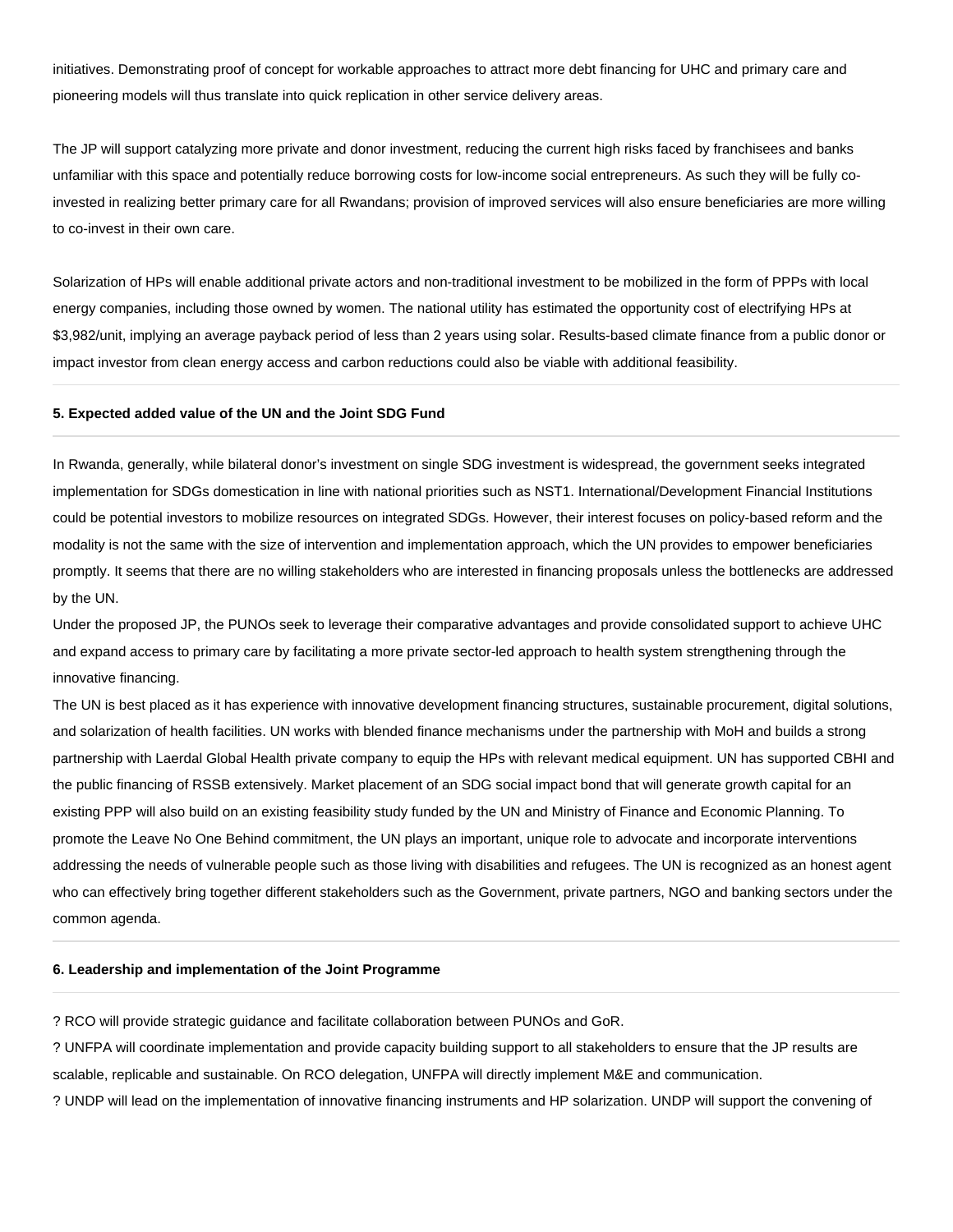initiatives. Demonstrating proof of concept for workable approaches to attract more debt financing for UHC and primary care and pioneering models will thus translate into quick replication in other service delivery areas.

The JP will support catalyzing more private and donor investment, reducing the current high risks faced by franchisees and banks unfamiliar with this space and potentially reduce borrowing costs for low-income social entrepreneurs. As such they will be fully co-invested in realizing better primary care for all Rwandans; provision of improved services will also ensure beneficiaries are more willing to co-invest in their own care.

Solarization of HPs will enable additional private actors and non-traditional investment to be mobilized in the form of PPPs with local energy companies, including those owned by women. The national utility has estimated the opportunity cost of electrifying HPs at $3,982/unit, implying an average payback period of less than 2 years using solar. Results-based climate finance from a public donor or impact investor from clean energy access and carbon reductions could also be viable with additional feasibility.

**5. Expected added value of the UN and the Joint SDG Fund**

In Rwanda, generally, while bilateral donor's investment on single SDG investment is widespread, the government seeks integrated implementation for SDGs domestication in line with national priorities such as NST1. International/Development Financial Institutions could be potential investors to mobilize resources on integrated SDGs. However, their interest focuses on policy-based reform and the modality is not the same with the size of intervention and implementation approach, which the UN provides to empower beneficiaries promptly. It seems that there are no willing stakeholders who are interested in financing proposals unless the bottlenecks are addressed by the UN.

Under the proposed JP, the PUNOs seek to leverage their comparative advantages and provide consolidated support to achieve UHC and expand access to primary care by facilitating a more private sector-led approach to health system strengthening through the innovative financing.

The UN is best placed as it has experience with innovative development financing structures, sustainable procurement, digital solutions, and solarization of health facilities. UN works with blended finance mechanisms under the partnership with MoH and builds a strong partnership with Laerdal Global Health private company to equip the HPs with relevant medical equipment. UN has supported CBHI and the public financing of RSSB extensively. Market placement of an SDG social impact bond that will generate growth capital for an existing PPP will also build on an existing feasibility study funded by the UN and Ministry of Finance and Economic Planning. To promote the Leave No One Behind commitment, the UN plays an important, unique role to advocate and incorporate interventions addressing the needs of vulnerable people such as those living with disabilities and refugees. The UN is recognized as an honest agent who can effectively bring together different stakeholders such as the Government, private partners, NGO and banking sectors under the common agenda.

**6. Leadership and implementation of the Joint Programme**

? RCO will provide strategic guidance and facilitate collaboration between PUNOs and GoR.

? UNFPA will coordinate implementation and provide capacity building support to all stakeholders to ensure that the JP results are scalable, replicable and sustainable. On RCO delegation, UNFPA will directly implement M&E and communication.

? UNDP will lead on the implementation of innovative financing instruments and HP solarization. UNDP will support the convening of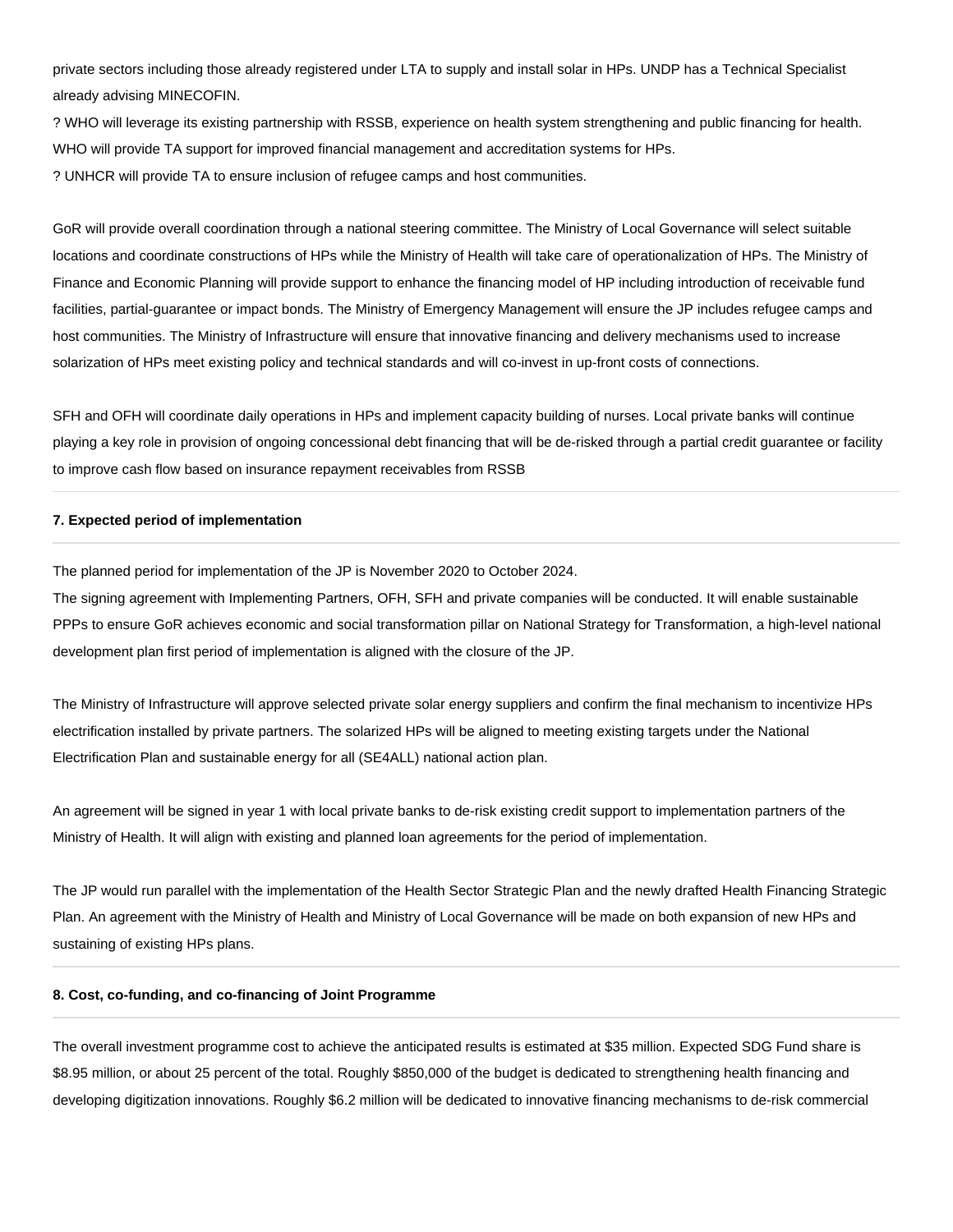private sectors including those already registered under LTA to supply and install solar in HPs. UNDP has a Technical Specialist already advising MINECOFIN.

? WHO will leverage its existing partnership with RSSB, experience on health system strengthening and public financing for health. WHO will provide TA support for improved financial management and accreditation systems for HPs.

? UNHCR will provide TA to ensure inclusion of refugee camps and host communities.

GoR will provide overall coordination through a national steering committee. The Ministry of Local Governance will select suitable locations and coordinate constructions of HPs while the Ministry of Health will take care of operationalization of HPs. The Ministry of Finance and Economic Planning will provide support to enhance the financing model of HP including introduction of receivable fund facilities, partial-guarantee or impact bonds. The Ministry of Emergency Management will ensure the JP includes refugee camps and host communities. The Ministry of Infrastructure will ensure that innovative financing and delivery mechanisms used to increase solarization of HPs meet existing policy and technical standards and will co-invest in up-front costs of connections.

SFH and OFH will coordinate daily operations in HPs and implement capacity building of nurses. Local private banks will continue playing a key role in provision of ongoing concessional debt financing that will be de-risked through a partial credit guarantee or facility to improve cash flow based on insurance repayment receivables from RSSB

**7. Expected period of implementation**

The planned period for implementation of the JP is November 2020 to October 2024.

The signing agreement with Implementing Partners, OFH, SFH and private companies will be conducted. It will enable sustainable PPPs to ensure GoR achieves economic and social transformation pillar on National Strategy for Transformation, a high-level national development plan first period of implementation is aligned with the closure of the JP.

The Ministry of Infrastructure will approve selected private solar energy suppliers and confirm the final mechanism to incentivize HPs electrification installed by private partners. The solarized HPs will be aligned to meeting existing targets under the National Electrification Plan and sustainable energy for all (SE4ALL) national action plan.

An agreement will be signed in year 1 with local private banks to de-risk existing credit support to implementation partners of the Ministry of Health. It will align with existing and planned loan agreements for the period of implementation.

The JP would run parallel with the implementation of the Health Sector Strategic Plan and the newly drafted Health Financing Strategic Plan. An agreement with the Ministry of Health and Ministry of Local Governance will be made on both expansion of new HPs and sustaining of existing HPs plans.

**8. Cost, co-funding, and co-financing of Joint Programme**

The overall investment programme cost to achieve the anticipated results is estimated at $35 million. Expected SDG Fund share is $8.95 million, or about 25 percent of the total. Roughly $850,000 of the budget is dedicated to strengthening health financing and developing digitization innovations. Roughly $6.2 million will be dedicated to innovative financing mechanisms to de-risk commercial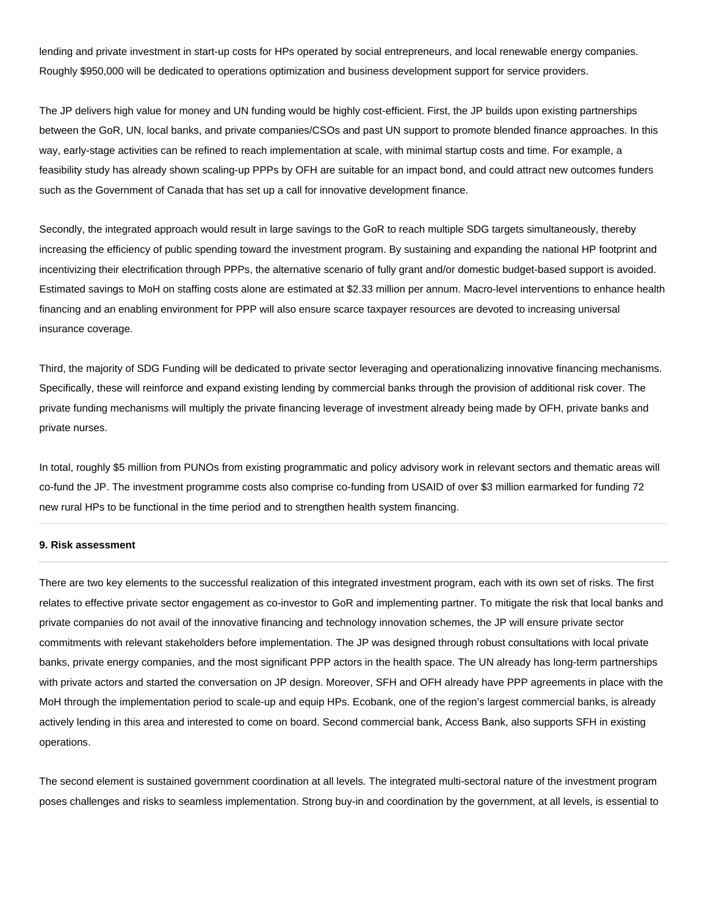lending and private investment in start-up costs for HPs operated by social entrepreneurs, and local renewable energy companies. Roughly $950,000 will be dedicated to operations optimization and business development support for service providers.

The JP delivers high value for money and UN funding would be highly cost-efficient. First, the JP builds upon existing partnerships between the GoR, UN, local banks, and private companies/CSOs and past UN support to promote blended finance approaches. In this way, early-stage activities can be refined to reach implementation at scale, with minimal startup costs and time. For example, a feasibility study has already shown scaling-up PPPs by OFH are suitable for an impact bond, and could attract new outcomes funders such as the Government of Canada that has set up a call for innovative development finance.

Secondly, the integrated approach would result in large savings to the GoR to reach multiple SDG targets simultaneously, thereby increasing the efficiency of public spending toward the investment program. By sustaining and expanding the national HP footprint and incentivizing their electrification through PPPs, the alternative scenario of fully grant and/or domestic budget-based support is avoided. Estimated savings to MoH on staffing costs alone are estimated at $2.33 million per annum. Macro-level interventions to enhance health financing and an enabling environment for PPP will also ensure scarce taxpayer resources are devoted to increasing universal insurance coverage.

Third, the majority of SDG Funding will be dedicated to private sector leveraging and operationalizing innovative financing mechanisms. Specifically, these will reinforce and expand existing lending by commercial banks through the provision of additional risk cover. The private funding mechanisms will multiply the private financing leverage of investment already being made by OFH, private banks and private nurses.

In total, roughly $5 million from PUNOs from existing programmatic and policy advisory work in relevant sectors and thematic areas will co-fund the JP. The investment programme costs also comprise co-funding from USAID of over $3 million earmarked for funding 72 new rural HPs to be functional in the time period and to strengthen health system financing.

**9. Risk assessment**

There are two key elements to the successful realization of this integrated investment program, each with its own set of risks. The first relates to effective private sector engagement as co-investor to GoR and implementing partner. To mitigate the risk that local banks and private companies do not avail of the innovative financing and technology innovation schemes, the JP will ensure private sector commitments with relevant stakeholders before implementation. The JP was designed through robust consultations with local private banks, private energy companies, and the most significant PPP actors in the health space. The UN already has long-term partnerships with private actors and started the conversation on JP design. Moreover, SFH and OFH already have PPP agreements in place with the MoH through the implementation period to scale-up and equip HPs. Ecobank, one of the region's largest commercial banks, is already actively lending in this area and interested to come on board. Second commercial bank, Access Bank, also supports SFH in existing operations.

The second element is sustained government coordination at all levels. The integrated multi-sectoral nature of the investment program poses challenges and risks to seamless implementation. Strong buy-in and coordination by the government, at all levels, is essential to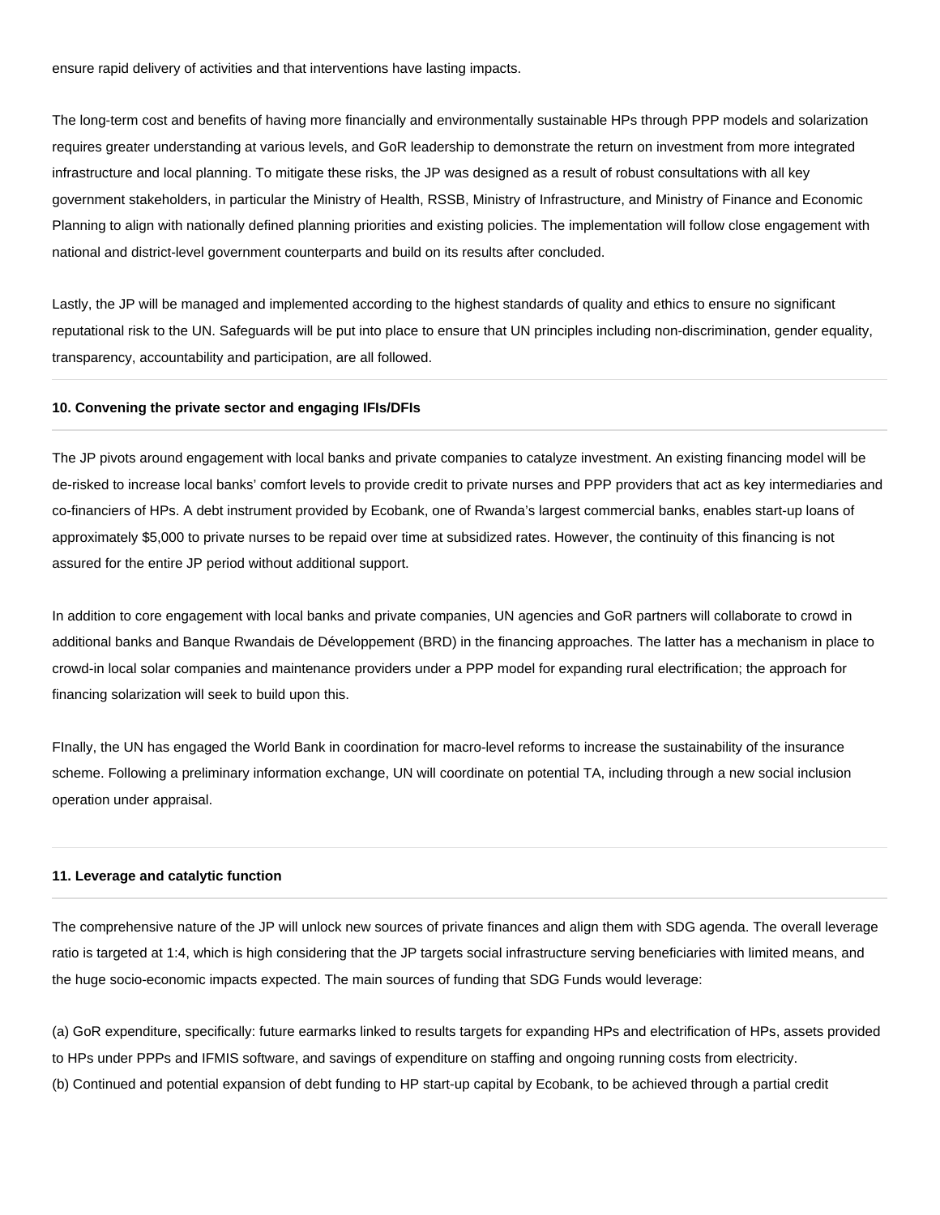ensure rapid delivery of activities and that interventions have lasting impacts.

The long-term cost and benefits of having more financially and environmentally sustainable HPs through PPP models and solarization requires greater understanding at various levels, and GoR leadership to demonstrate the return on investment from more integrated infrastructure and local planning. To mitigate these risks, the JP was designed as a result of robust consultations with all key government stakeholders, in particular the Ministry of Health, RSSB, Ministry of Infrastructure, and Ministry of Finance and Economic Planning to align with nationally defined planning priorities and existing policies. The implementation will follow close engagement with national and district-level government counterparts and build on its results after concluded.

Lastly, the JP will be managed and implemented according to the highest standards of quality and ethics to ensure no significant reputational risk to the UN. Safeguards will be put into place to ensure that UN principles including non-discrimination, gender equality, transparency, accountability and participation, are all followed.

---

**10. Convening the private sector and engaging IFIs/DFIs**

---

The JP pivots around engagement with local banks and private companies to catalyze investment. An existing financing model will be de-risked to increase local banks' comfort levels to provide credit to private nurses and PPP providers that act as key intermediaries and co-financiers of HPs. A debt instrument provided by Ecobank, one of Rwanda's largest commercial banks, enables start-up loans of approximately $5,000 to private nurses to be repaid over time at subsidized rates. However, the continuity of this financing is not assured for the entire JP period without additional support.

In addition to core engagement with local banks and private companies, UN agencies and GoR partners will collaborate to crowd in additional banks and Banque Rwandais de Développement (BRD) in the financing approaches. The latter has a mechanism in place to crowd-in local solar companies and maintenance providers under a PPP model for expanding rural electrification; the approach for financing solarization will seek to build upon this.

FInally, the UN has engaged the World Bank in coordination for macro-level reforms to increase the sustainability of the insurance scheme. Following a preliminary information exchange, UN will coordinate on potential TA, including through a new social inclusion operation under appraisal.

---

**11. Leverage and catalytic function**

---

The comprehensive nature of the JP will unlock new sources of private finances and align them with SDG agenda. The overall leverage ratio is targeted at 1:4, which is high considering that the JP targets social infrastructure serving beneficiaries with limited means, and the huge socio-economic impacts expected. The main sources of funding that SDG Funds would leverage:

(a) GoR expenditure, specifically: future earmarks linked to results targets for expanding HPs and electrification of HPs, assets provided to HPs under PPPs and IFMIS software, and savings of expenditure on staffing and ongoing running costs from electricity.
(b) Continued and potential expansion of debt funding to HP start-up capital by Ecobank, to be achieved through a partial credit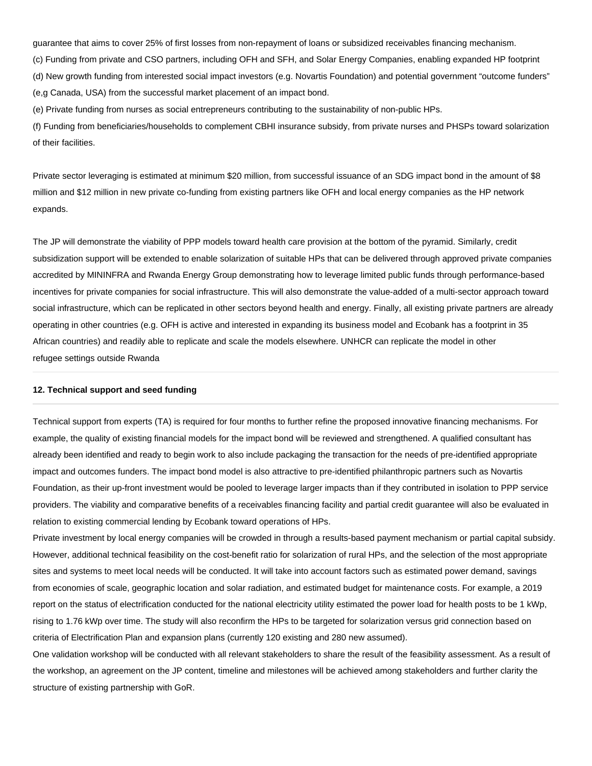guarantee that aims to cover 25% of first losses from non-repayment of loans or subsidized receivables financing mechanism.

(c) Funding from private and CSO partners, including OFH and SFH, and Solar Energy Companies, enabling expanded HP footprint

(d) New growth funding from interested social impact investors (e.g. Novartis Foundation) and potential government "outcome funders" (e,g Canada, USA) from the successful market placement of an impact bond.

(e) Private funding from nurses as social entrepreneurs contributing to the sustainability of non-public HPs.

(f) Funding from beneficiaries/households to complement CBHI insurance subsidy, from private nurses and PHSPs toward solarization of their facilities.

Private sector leveraging is estimated at minimum $20 million, from successful issuance of an SDG impact bond in the amount of $8 million and $12 million in new private co-funding from existing partners like OFH and local energy companies as the HP network expands.

The JP will demonstrate the viability of PPP models toward health care provision at the bottom of the pyramid. Similarly, credit subsidization support will be extended to enable solarization of suitable HPs that can be delivered through approved private companies accredited by MININFRA and Rwanda Energy Group demonstrating how to leverage limited public funds through performance-based incentives for private companies for social infrastructure. This will also demonstrate the value-added of a multi-sector approach toward social infrastructure, which can be replicated in other sectors beyond health and energy. Finally, all existing private partners are already operating in other countries (e.g. OFH is active and interested in expanding its business model and Ecobank has a footprint in 35 African countries) and readily able to replicate and scale the models elsewhere. UNHCR can replicate the model in other refugee settings outside Rwanda

### 12. Technical support and seed funding

Technical support from experts (TA) is required for four months to further refine the proposed innovative financing mechanisms. For example, the quality of existing financial models for the impact bond will be reviewed and strengthened. A qualified consultant has already been identified and ready to begin work to also include packaging the transaction for the needs of pre-identified appropriate impact and outcomes funders. The impact bond model is also attractive to pre-identified philanthropic partners such as Novartis Foundation, as their up-front investment would be pooled to leverage larger impacts than if they contributed in isolation to PPP service providers. The viability and comparative benefits of a receivables financing facility and partial credit guarantee will also be evaluated in relation to existing commercial lending by Ecobank toward operations of HPs.

Private investment by local energy companies will be crowded in through a results-based payment mechanism or partial capital subsidy. However, additional technical feasibility on the cost-benefit ratio for solarization of rural HPs, and the selection of the most appropriate sites and systems to meet local needs will be conducted. It will take into account factors such as estimated power demand, savings from economies of scale, geographic location and solar radiation, and estimated budget for maintenance costs. For example, a 2019 report on the status of electrification conducted for the national electricity utility estimated the power load for health posts to be 1 kWp, rising to 1.76 kWp over time. The study will also reconfirm the HPs to be targeted for solarization versus grid connection based on criteria of Electrification Plan and expansion plans (currently 120 existing and 280 new assumed).

One validation workshop will be conducted with all relevant stakeholders to share the result of the feasibility assessment. As a result of the workshop, an agreement on the JP content, timeline and milestones will be achieved among stakeholders and further clarity the structure of existing partnership with GoR.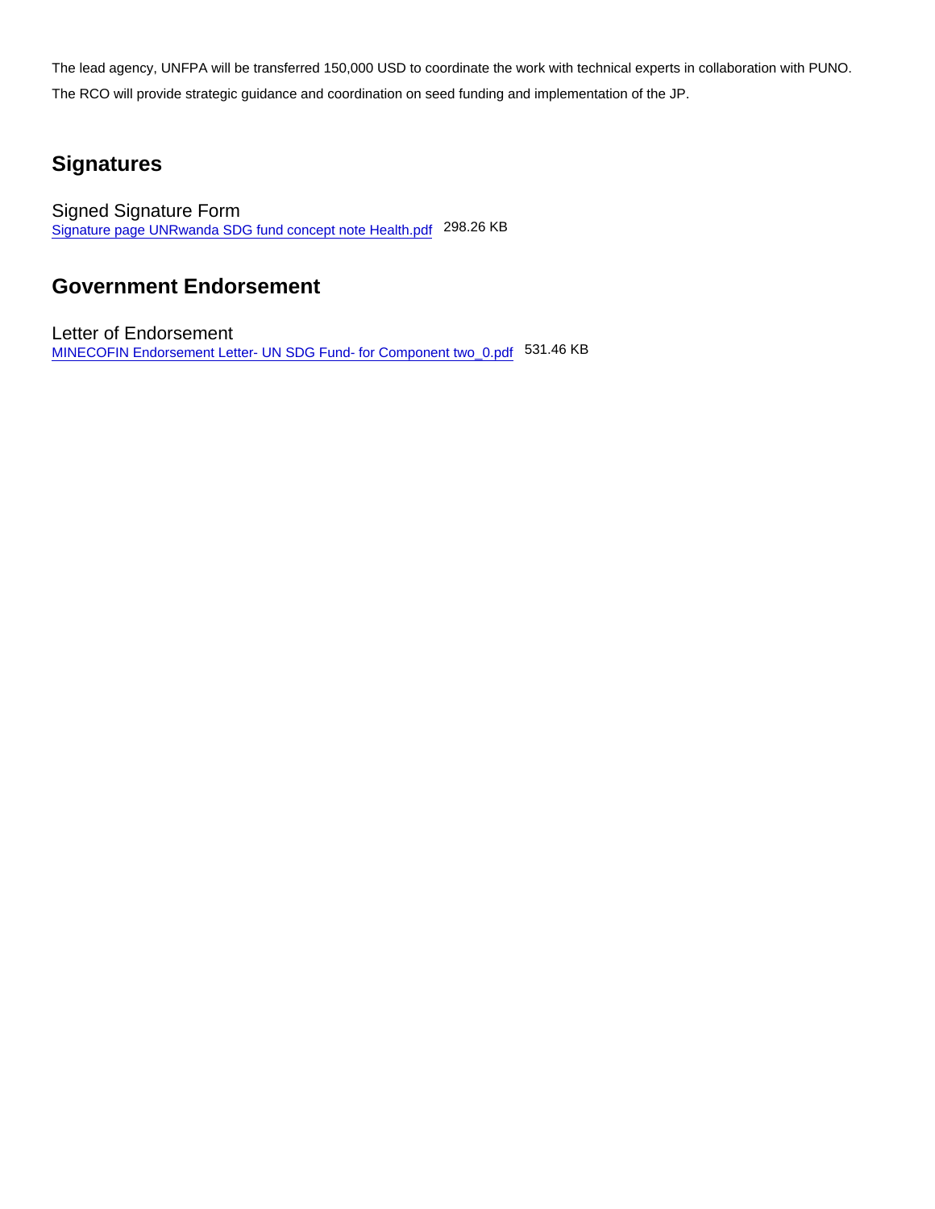The lead agency, UNFPA will be transferred 150,000 USD to coordinate the work with technical experts in collaboration with PUNO.

The RCO will provide strategic guidance and coordination on seed funding and implementation of the JP.

## Signatures

Signed Signature Form

[Signature page UNRwanda SDG fund concept note Health.pdf]() 298.26 KB

## Government Endorsement

Letter of Endorsement

[MINECOFIN Endorsement Letter- UN SDG Fund- for Component two_0.pdf]() 531.46 KB